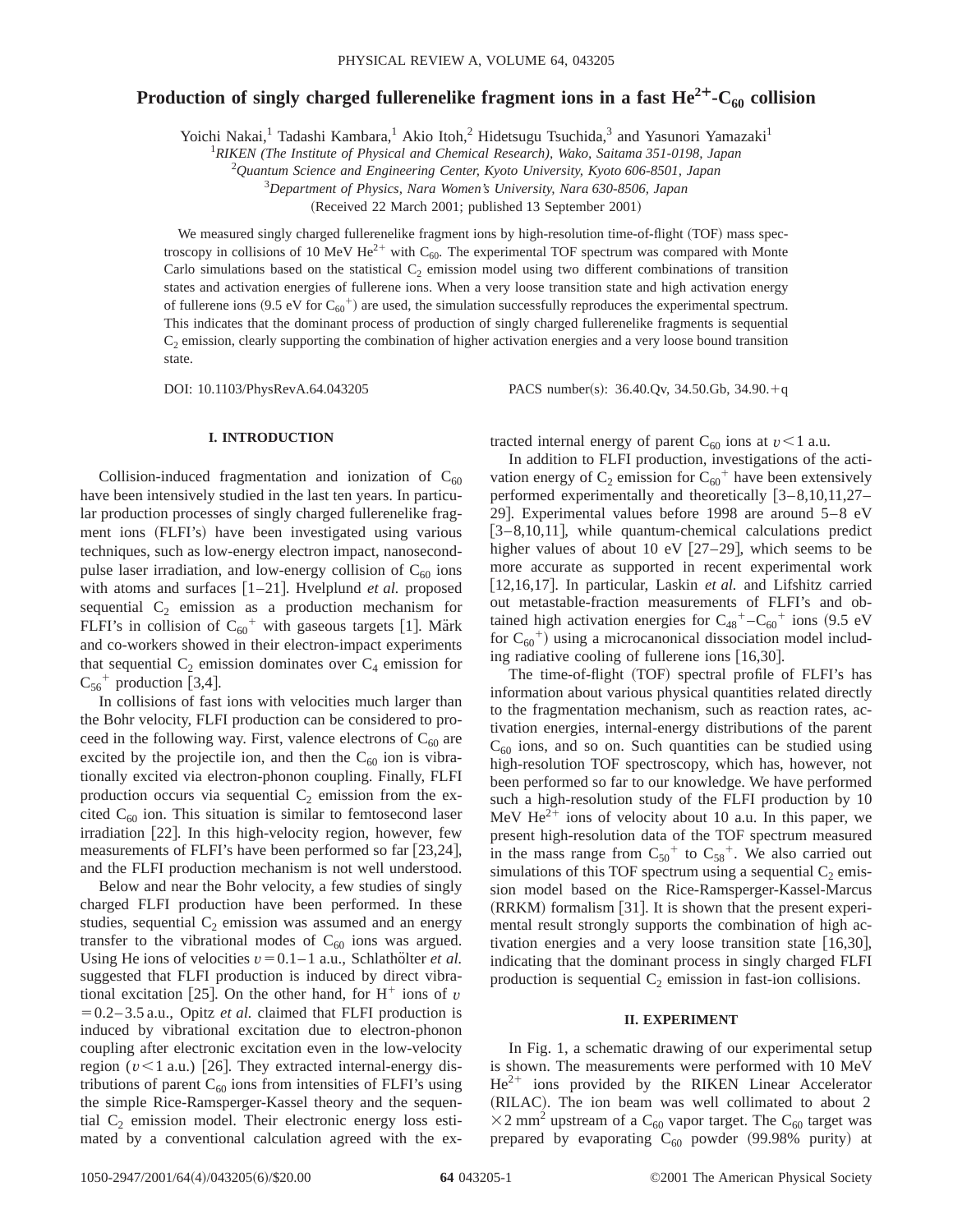# Production of singly charged fullerenelike fragment ions in a fast $He^{2+}$-$C_{60}$ collision

Yoichi Nakai,[1] Tadashi Kambara,[1] Akio Itoh,[2] Hidetsugu Tsuchida,[3] and Yasunori Yamazaki[1]

[1]*RIKEN (The Institute of Physical and Chemical Research), Wako, Saitama 351-0198, Japan*

[2]*Quantum Science and Engineering Center, Kyoto University, Kyoto 606-8501, Japan*

[3]*Department of Physics, Nara Women's University, Nara 630-8506, Japan*

(Received 22 March 2001; published 13 September 2001)

We measured singly charged fullerenelike fragment ions by high-resolution time-of-flight (TOF) mass spectroscopy in collisions of 10 MeV $He^{2+}$ with $C_{60}$. The experimental TOF spectrum was compared with Monte Carlo simulations based on the statistical $C_2$ emission model using two different combinations of transition states and activation energies of fullerene ions. When a very loose transition state and high activation energy of fullerene ions (9.5 eV for $C_{60}{}^{+}$) are used, the simulation successfully reproduces the experimental spectrum. This indicates that the dominant process of production of singly charged fullerenelike fragments is sequential $C_2$ emission, clearly supporting the combination of higher activation energies and a very loose bound transition state.

DOI: 10.1103/PhysRevA.64.043205 PACS number(s): 36.40.Qv, 34.50.Gb, 34.90.+q

## I. INTRODUCTION

Collision-induced fragmentation and ionization of $C_{60}$ have been intensively studied in the last ten years. In particular production processes of singly charged fullerenelike fragment ions (FLFI's) have been investigated using various techniques, such as low-energy electron impact, nanosecond-pulse laser irradiation, and low-energy collision of $C_{60}$ ions with atoms and surfaces [1–21]. Hvelplund *et al.* proposed sequential $C_2$ emission as a production mechanism for FLFI's in collision of $C_{60}{}^{+}$ with gaseous targets [1]. Märk and co-workers showed in their electron-impact experiments that sequential $C_2$ emission dominates over $C_4$ emission for $C_{56}{}^{+}$ production [3,4].

In collisions of fast ions with velocities much larger than the Bohr velocity, FLFI production can be considered to proceed in the following way. First, valence electrons of $C_{60}$ are excited by the projectile ion, and then the $C_{60}$ ion is vibrationally excited via electron-phonon coupling. Finally, FLFI production occurs via sequential $C_2$ emission from the excited $C_{60}$ ion. This situation is similar to femtosecond laser irradiation [22]. In this high-velocity region, however, few measurements of FLFI's have been performed so far [23,24], and the FLFI production mechanism is not well understood.

Below and near the Bohr velocity, a few studies of singly charged FLFI production have been performed. In these studies, sequential $C_2$ emission was assumed and an energy transfer to the vibrational modes of $C_{60}$ ions was argued. Using He ions of velocities $v=0.1$–$1$ a.u., Schlathölter *et al.* suggested that FLFI production is induced by direct vibrational excitation [25]. On the other hand, for $H^{+}$ ions of $v=0.2$–$3.5$ a.u., Opitz *et al.* claimed that FLFI production is induced by vibrational excitation due to electron-phonon coupling after electronic excitation even in the low-velocity region ($v<1$ a.u.) [26]. They extracted internal-energy distributions of parent $C_{60}$ ions from intensities of FLFI's using the simple Rice-Ramsperger-Kassel theory and the sequential $C_2$ emission model. Their electronic energy loss estimated by a conventional calculation agreed with the extracted internal energy of parent $C_{60}$ ions at $v<1$ a.u.

In addition to FLFI production, investigations of the activation energy of $C_2$ emission for $C_{60}{}^{+}$ have been extensively performed experimentally and theoretically [3–8,10,11,27–29]. Experimental values before 1998 are around 5–8 eV [3–8,10,11], while quantum-chemical calculations predict higher values of about 10 eV [27–29], which seems to be more accurate as supported in recent experimental work [12,16,17]. In particular, Laskin *et al.* and Lifshitz carried out metastable-fraction measurements of FLFI's and obtained high activation energies for $C_{48}{}^{+}$–$C_{60}{}^{+}$ ions (9.5 eV for $C_{60}{}^{+}$) using a microcanonical dissociation model including radiative cooling of fullerene ions [16,30].

The time-of-flight (TOF) spectral profile of FLFI's has information about various physical quantities related directly to the fragmentation mechanism, such as reaction rates, activation energies, internal-energy distributions of the parent $C_{60}$ ions, and so on. Such quantities can be studied using high-resolution TOF spectroscopy, which has, however, not been performed so far to our knowledge. We have performed such a high-resolution study of the FLFI production by 10 MeV $He^{2+}$ ions of velocity about 10 a.u. In this paper, we present high-resolution data of the TOF spectrum measured in the mass range from $C_{50}{}^{+}$ to $C_{58}{}^{+}$. We also carried out simulations of this TOF spectrum using a sequential $C_2$ emission model based on the Rice-Ramsperger-Kassel-Marcus (RRKM) formalism [31]. It is shown that the present experimental result strongly supports the combination of high activation energies and a very loose transition state [16,30], indicating that the dominant process in singly charged FLFI production is sequential $C_2$ emission in fast-ion collisions.

## II. EXPERIMENT

In Fig. 1, a schematic drawing of our experimental setup is shown. The measurements were performed with 10 MeV $He^{2+}$ ions provided by the RIKEN Linear Accelerator (RILAC). The ion beam was well collimated to about $2\times2$ mm$^2$ upstream of a $C_{60}$ vapor target. The $C_{60}$ target was prepared by evaporating $C_{60}$ powder (99.98% purity) at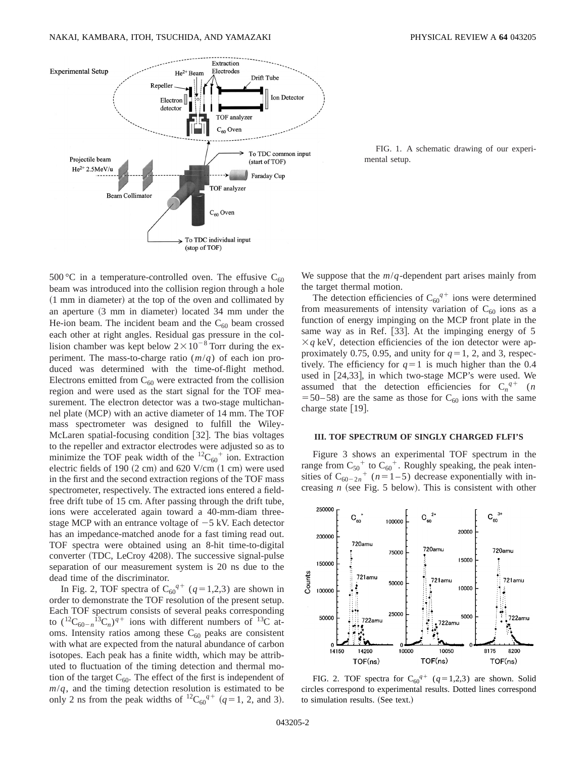FIG. 1. A schematic drawing of our experimental setup.

500 °C in a temperature-controlled oven. The effusive $C_{60}$ beam was introduced into the collision region through a hole (1 mm in diameter) at the top of the oven and collimated by an aperture (3 mm in diameter) located 34 mm under the He-ion beam. The incident beam and the $C_{60}$ beam crossed each other at right angles. Residual gas pressure in the collision chamber was kept below $2\times10^{-8}$ Torr during the experiment. The mass-to-charge ratio ($m/q$) of each ion produced was determined with the time-of-flight method. Electrons emitted from $C_{60}$ were extracted from the collision region and were used as the start signal for the TOF measurement. The electron detector was a two-stage multichannel plate (MCP) with an active diameter of 14 mm. The TOF mass spectrometer was designed to fulfill the Wiley-McLaren spatial-focusing condition [32]. The bias voltages to the repeller and extractor electrodes were adjusted so as to minimize the TOF peak width of the $^{12}C_{60}{}^{+}$ ion. Extraction electric fields of 190 (2 cm) and 620 V/cm (1 cm) were used in the first and the second extraction regions of the TOF mass spectrometer, respectively. The extracted ions entered a field-free drift tube of 15 cm. After passing through the drift tube, ions were accelerated again toward a 40-mm-diam three-stage MCP with an entrance voltage of $-5$ kV. Each detector has an impedance-matched anode for a fast timing read out. TOF spectra were obtained using an 8-hit time-to-digital converter (TDC, LeCroy 4208). The successive signal-pulse separation of our measurement system is 20 ns due to the dead time of the discriminator.

In Fig. 2, TOF spectra of $C_{60}{}^{q+}$ ($q=1,2,3$) are shown in order to demonstrate the TOF resolution of the present setup. Each TOF spectrum consists of several peaks corresponding to $(^{12}C_{60-n}{}^{13}C_n)^{q+}$ ions with different numbers of $^{13}C$ atoms. Intensity ratios among these $C_{60}$ peaks are consistent with what are expected from the natural abundance of carbon isotopes. Each peak has a finite width, which may be attributed to fluctuation of the timing detection and thermal motion of the target $C_{60}$. The effect of the first is independent of $m/q$, and the timing detection resolution is estimated to be only 2 ns from the peak widths of $^{12}C_{60}{}^{q+}$ ($q=1$, 2, and 3). We suppose that the $m/q$-dependent part arises mainly from the target thermal motion.

The detection efficiencies of $C_{60}{}^{q+}$ ions were determined from measurements of intensity variation of $C_{60}$ ions as a function of energy impinging on the MCP front plate in the same way as in Ref. [33]. At the impinging energy of $5\times q$ keV, detection efficiencies of the ion detector were approximately 0.75, 0.95, and unity for $q=1$, 2, and 3, respectively. The efficiency for $q=1$ is much higher than the 0.4 used in [24,33], in which two-stage MCP's were used. We assumed that the detection efficiencies for $C_n{}^{q+}$ ($n=50$–58) are the same as those for $C_{60}$ ions with the same charge state [19].

### III. TOF SPECTRUM OF SINGLY CHARGED FLFI'S

Figure 3 shows an experimental TOF spectrum in the range from $C_{50}{}^{+}$ to $C_{60}{}^{+}$. Roughly speaking, the peak intensities of $C_{60-2n}{}^{+}$ ($n=1$–5) decrease exponentially with increasing $n$ (see Fig. 5 below). This is consistent with other

FIG. 2. TOF spectra for $C_{60}{}^{q+}$ ($q=1,2,3$) are shown. Solid circles correspond to experimental results. Dotted lines correspond to simulation results. (See text.)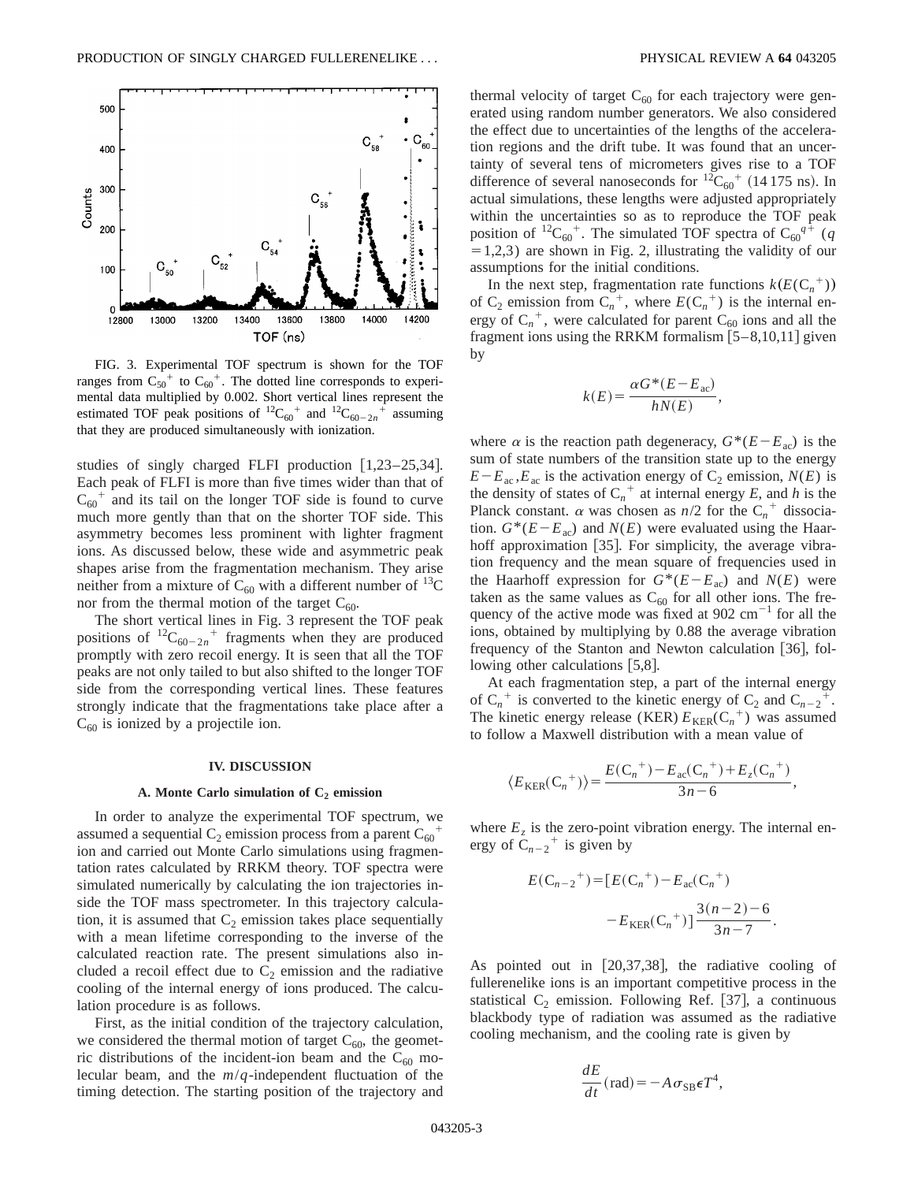FIG. 3. Experimental TOF spectrum is shown for the TOF ranges from $C_{50}{}^+$ to $C_{60}{}^+$. The dotted line corresponds to experimental data multiplied by 0.002. Short vertical lines represent the estimated TOF peak positions of ${}^{12}C_{60}{}^+$ and ${}^{12}C_{60-2n}{}^+$ assuming that they are produced simultaneously with ionization.

studies of singly charged FLFI production [1,23–25,34]. Each peak of FLFI is more than five times wider than that of $C_{60}{}^+$ and its tail on the longer TOF side is found to curve much more gently than that on the shorter TOF side. This asymmetry becomes less prominent with lighter fragment ions. As discussed below, these wide and asymmetric peak shapes arise from the fragmentation mechanism. They arise neither from a mixture of $C_{60}$ with a different number of ${}^{13}C$ nor from the thermal motion of the target $C_{60}$.

The short vertical lines in Fig. 3 represent the TOF peak positions of ${}^{12}C_{60-2n}{}^+$ fragments when they are produced promptly with zero recoil energy. It is seen that all the TOF peaks are not only tailed to but also shifted to the longer TOF side from the corresponding vertical lines. These features strongly indicate that the fragmentations take place after a $C_{60}$ is ionized by a projectile ion.

## IV. DISCUSSION

### A. Monte Carlo simulation of $C_2$ emission

In order to analyze the experimental TOF spectrum, we assumed a sequential $C_2$ emission process from a parent $C_{60}{}^+$ ion and carried out Monte Carlo simulations using fragmentation rates calculated by RRKM theory. TOF spectra were simulated numerically by calculating the ion trajectories inside the TOF mass spectrometer. In this trajectory calculation, it is assumed that $C_2$ emission takes place sequentially with a mean lifetime corresponding to the inverse of the calculated reaction rate. The present simulations also included a recoil effect due to $C_2$ emission and the radiative cooling of the internal energy of ions produced. The calculation procedure is as follows.

First, as the initial condition of the trajectory calculation, we considered the thermal motion of target $C_{60}$, the geometric distributions of the incident-ion beam and the $C_{60}$ molecular beam, and the $m/q$-independent fluctuation of the timing detection. The starting position of the trajectory and thermal velocity of target $C_{60}$ for each trajectory were generated using random number generators. We also considered the effect due to uncertainties of the lengths of the acceleration regions and the drift tube. It was found that an uncertainty of several tens of micrometers gives rise to a TOF difference of several nanoseconds for ${}^{12}C_{60}{}^+$ (14 175 ns). In actual simulations, these lengths were adjusted appropriately within the uncertainties so as to reproduce the TOF peak position of ${}^{12}C_{60}{}^+$. The simulated TOF spectra of $C_{60}{}^{q+}$ ($q = 1,2,3$) are shown in Fig. 2, illustrating the validity of our assumptions for the initial conditions.

In the next step, fragmentation rate functions $k(E(C_n{}^+))$ of $C_2$ emission from $C_n{}^+$, where $E(C_n{}^+)$ is the internal energy of $C_n{}^+$, were calculated for parent $C_{60}$ ions and all the fragment ions using the RRKM formalism [5–8,10,11] given by

$$k(E)=\frac{\alpha G^*(E-E_{\rm ac})}{hN(E)},$$

where $\alpha$ is the reaction path degeneracy, $G^*(E-E_{\rm ac})$ is the sum of state numbers of the transition state up to the energy $E-E_{\rm ac}$, $E_{\rm ac}$ is the activation energy of $C_2$ emission, $N(E)$ is the density of states of $C_n{}^+$ at internal energy $E$, and $h$ is the Planck constant. $\alpha$ was chosen as $n/2$ for the $C_n{}^+$ dissociation. $G^*(E-E_{\rm ac})$ and $N(E)$ were evaluated using the Haarhoff approximation [35]. For simplicity, the average vibration frequency and the mean square of frequencies used in the Haarhoff expression for $G^*(E-E_{\rm ac})$ and $N(E)$ were taken as the same values as $C_{60}$ for all other ions. The frequency of the active mode was fixed at 902 $\mathrm{cm}^{-1}$ for all the ions, obtained by multiplying by 0.88 the average vibration frequency of the Stanton and Newton calculation [36], following other calculations [5,8].

At each fragmentation step, a part of the internal energy of $C_n{}^+$ is converted to the kinetic energy of $C_2$ and $C_{n-2}{}^+$. The kinetic energy release (KER) $E_{\rm KER}(C_n{}^+)$ was assumed to follow a Maxwell distribution with a mean value of

$$\langle E_{\rm KER}(C_n{}^+)\rangle=\frac{E(C_n{}^+)-E_{\rm ac}(C_n{}^+)+E_z(C_n{}^+)}{3n-6},$$

where $E_z$ is the zero-point vibration energy. The internal energy of $C_{n-2}{}^+$ is given by

$$E(C_{n-2}{}^+)=[E(C_n{}^+)-E_{\rm ac}(C_n{}^+)-E_{\rm KER}(C_n{}^+)]\frac{3(n-2)-6}{3n-7}.$$

As pointed out in [20,37,38], the radiative cooling of fullerenelike ions is an important competitive process in the statistical $C_2$ emission. Following Ref. [37], a continuous blackbody type of radiation was assumed as the radiative cooling mechanism, and the cooling rate is given by

$$\frac{dE}{dt}(\mathrm{rad})=-A\sigma_{\rm SB}\epsilon T^4,$$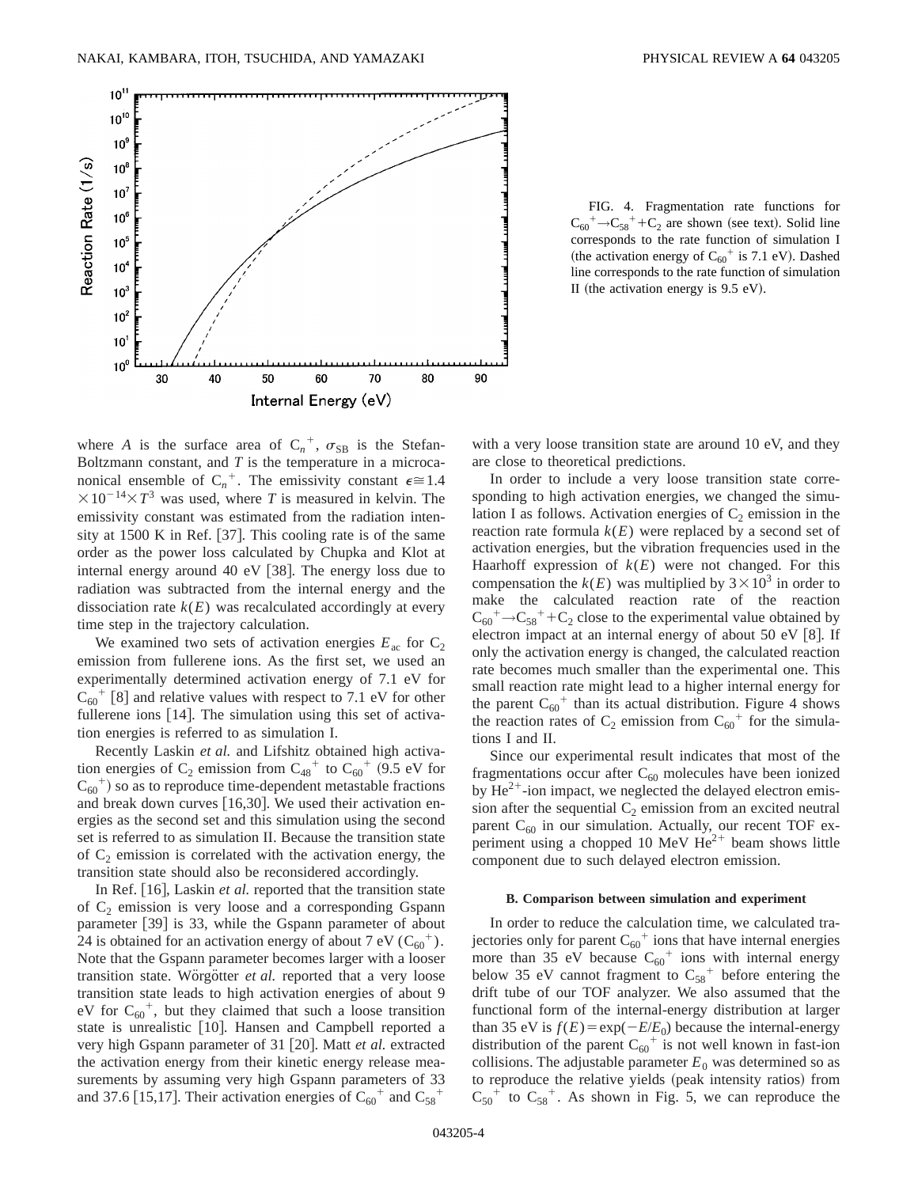FIG. 4. Fragmentation rate functions for $C_{60}^+ \rightarrow C_{58}^+ + C_2$ are shown (see text). Solid line corresponds to the rate function of simulation I (the activation energy of $C_{60}^+$ is 7.1 eV). Dashed line corresponds to the rate function of simulation II (the activation energy is 9.5 eV).

where $A$ is the surface area of $C_n^+$, $\sigma_{SB}$ is the Stefan-Boltzmann constant, and $T$ is the temperature in a microcanonical ensemble of $C_n^+$. The emissivity constant $\epsilon \cong 1.4 \times 10^{-14} \times T^3$ was used, where $T$ is measured in kelvin. The emissivity constant was estimated from the radiation intensity at 1500 K in Ref. [37]. This cooling rate is of the same order as the power loss calculated by Chupka and Klot at internal energy around 40 eV [38]. The energy loss due to radiation was subtracted from the internal energy and the dissociation rate $k(E)$ was recalculated accordingly at every time step in the trajectory calculation.

We examined two sets of activation energies $E_{ac}$ for $C_2$ emission from fullerene ions. As the first set, we used an experimentally determined activation energy of 7.1 eV for $C_{60}^+$ [8] and relative values with respect to 7.1 eV for other fullerene ions [14]. The simulation using this set of activation energies is referred to as simulation I.

Recently Laskin *et al.* and Lifshitz obtained high activation energies of $C_2$ emission from $C_{48}^+$ to $C_{60}^+$ (9.5 eV for $C_{60}^+$) so as to reproduce time-dependent metastable fractions and break down curves [16,30]. We used their activation energies as the second set and this simulation using the second set is referred to as simulation II. Because the transition state of $C_2$ emission is correlated with the activation energy, the transition state should also be reconsidered accordingly.

In Ref. [16], Laskin *et al.* reported that the transition state of $C_2$ emission is very loose and a corresponding Gspann parameter [39] is 33, while the Gspann parameter of about 24 is obtained for an activation energy of about 7 eV ($C_{60}^+$). Note that the Gspann parameter becomes larger with a looser transition state. Wörgötter *et al.* reported that a very loose transition state leads to high activation energies of about 9 eV for $C_{60}^+$, but they claimed that such a loose transition state is unrealistic [10]. Hansen and Campbell reported a very high Gspann parameter of 31 [20]. Matt *et al.* extracted the activation energy from their kinetic energy release measurements by assuming very high Gspann parameters of 33 and 37.6 [15,17]. Their activation energies of $C_{60}^+$ and $C_{58}^+$ with a very loose transition state are around 10 eV, and they are close to theoretical predictions.

In order to include a very loose transition state corresponding to high activation energies, we changed the simulation I as follows. Activation energies of $C_2$ emission in the reaction rate formula $k(E)$ were replaced by a second set of activation energies, but the vibration frequencies used in the Haarhoff expression of $k(E)$ were not changed. For this compensation the $k(E)$ was multiplied by $3 \times 10^3$ in order to make the calculated reaction rate of the reaction $C_{60}^+ \rightarrow C_{58}^+ + C_2$ close to the experimental value obtained by electron impact at an internal energy of about 50 eV [8]. If only the activation energy is changed, the calculated reaction rate becomes much smaller than the experimental one. This small reaction rate might lead to a higher internal energy for the parent $C_{60}^+$ than its actual distribution. Figure 4 shows the reaction rates of $C_2$ emission from $C_{60}^+$ for the simulations I and II.

Since our experimental result indicates that most of the fragmentations occur after $C_{60}$ molecules have been ionized by $He^{2+}$-ion impact, we neglected the delayed electron emission after the sequential $C_2$ emission from an excited neutral parent $C_{60}$ in our simulation. Actually, our recent TOF experiment using a chopped 10 MeV $He^{2+}$ beam shows little component due to such delayed electron emission.

### B. Comparison between simulation and experiment

In order to reduce the calculation time, we calculated trajectories only for parent $C_{60}^+$ ions that have internal energies more than 35 eV because $C_{60}^+$ ions with internal energy below 35 eV cannot fragment to $C_{58}^+$ before entering the drift tube of our TOF analyzer. We also assumed that the functional form of the internal-energy distribution at larger than 35 eV is $f(E) = \exp(-E/E_0)$ because the internal-energy distribution of the parent $C_{60}^+$ is not well known in fast-ion collisions. The adjustable parameter $E_0$ was determined so as to reproduce the relative yields (peak intensity ratios) from $C_{50}^+$ to $C_{58}^+$. As shown in Fig. 5, we can reproduce the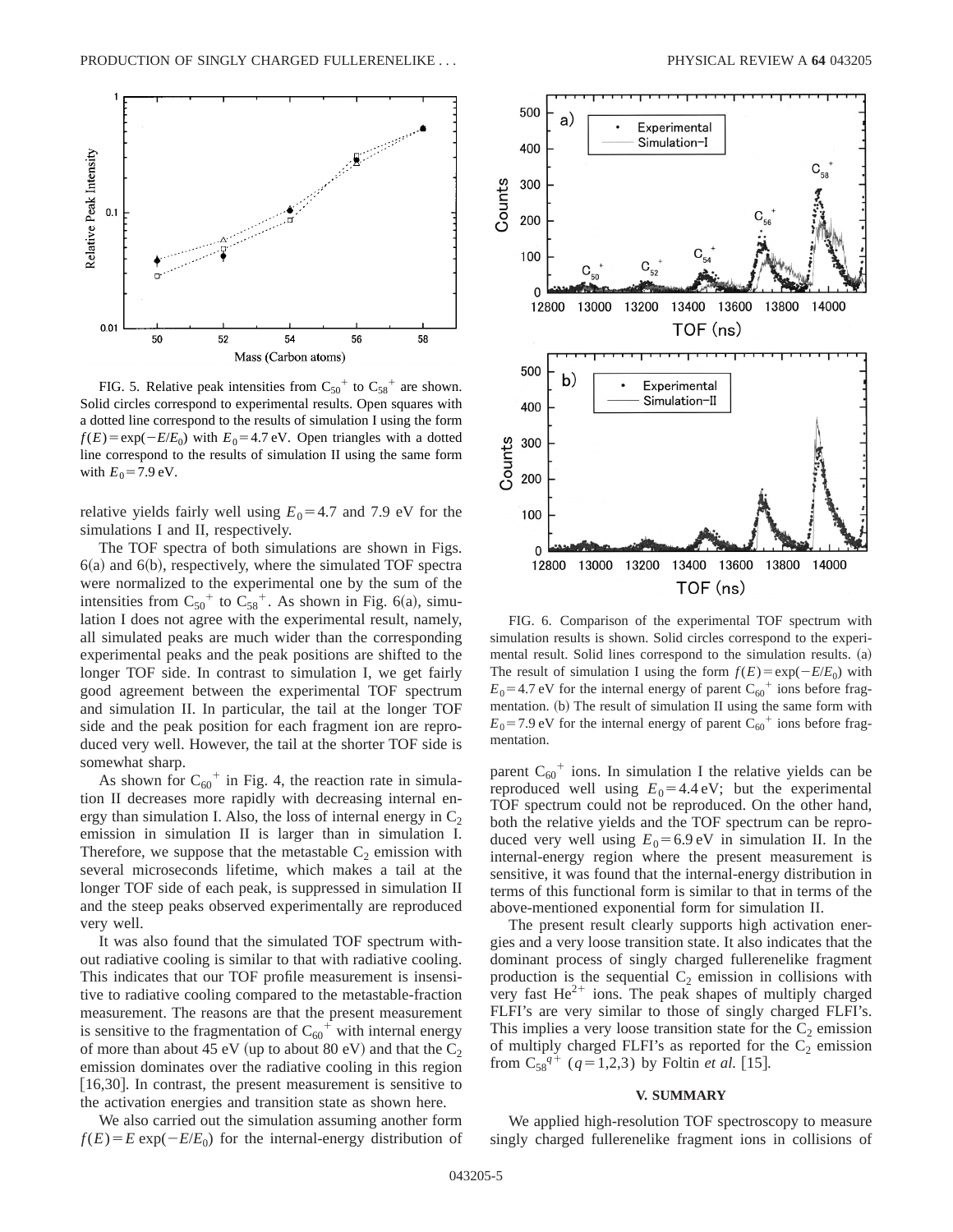FIG. 5. Relative peak intensities from $C_{50}^+$ to $C_{58}^+$ are shown. Solid circles correspond to experimental results. Open squares with a dotted line correspond to the results of simulation I using the form $f(E) = \exp(-E/E_0)$ with $E_0 = 4.7$ eV. Open triangles with a dotted line correspond to the results of simulation II using the same form with $E_0 = 7.9$ eV.

relative yields fairly well using $E_0 = 4.7$ and 7.9 eV for the simulations I and II, respectively.

The TOF spectra of both simulations are shown in Figs. 6(a) and 6(b), respectively, where the simulated TOF spectra were normalized to the experimental one by the sum of the intensities from $C_{50}^+$ to $C_{58}^+$. As shown in Fig. 6(a), simulation I does not agree with the experimental result, namely, all simulated peaks are much wider than the corresponding experimental peaks and the peak positions are shifted to the longer TOF side. In contrast to simulation I, we get fairly good agreement between the experimental TOF spectrum and simulation II. In particular, the tail at the longer TOF side and the peak position for each fragment ion are reproduced very well. However, the tail at the shorter TOF side is somewhat sharp.

As shown for $C_{60}^+$ in Fig. 4, the reaction rate in simulation II decreases more rapidly with decreasing internal energy than simulation I. Also, the loss of internal energy in $C_2$ emission in simulation II is larger than in simulation I. Therefore, we suppose that the metastable $C_2$ emission with several microseconds lifetime, which makes a tail at the longer TOF side of each peak, is suppressed in simulation II and the steep peaks observed experimentally are reproduced very well.

It was also found that the simulated TOF spectrum without radiative cooling is similar to that with radiative cooling. This indicates that our TOF profile measurement is insensitive to radiative cooling compared to the metastable-fraction measurement. The reasons are that the present measurement is sensitive to the fragmentation of $C_{60}^+$ with internal energy of more than about 45 eV (up to about 80 eV) and that the $C_2$ emission dominates over the radiative cooling in this region [16,30]. In contrast, the present measurement is sensitive to the activation energies and transition state as shown here.

We also carried out the simulation assuming another form $f(E) = E\exp(-E/E_0)$ for the internal-energy distribution of parent $C_{60}^+$ ions. In simulation I the relative yields can be reproduced well using $E_0 = 4.4$ eV; but the experimental TOF spectrum could not be reproduced. On the other hand, both the relative yields and the TOF spectrum can be reproduced very well using $E_0 = 6.9$ eV in simulation II. In the internal-energy region where the present measurement is sensitive, it was found that the internal-energy distribution in terms of this functional form is similar to that in terms of the above-mentioned exponential form for simulation II.

FIG. 6. Comparison of the experimental TOF spectrum with simulation results is shown. Solid circles correspond to the experimental result. Solid lines correspond to the simulation results. (a) The result of simulation I using the form $f(E) = \exp(-E/E_0)$ with $E_0 = 4.7$ eV for the internal energy of parent $C_{60}^+$ ions before fragmentation. (b) The result of simulation II using the same form with $E_0 = 7.9$ eV for the internal energy of parent $C_{60}^+$ ions before fragmentation.

The present result clearly supports high activation energies and a very loose transition state. It also indicates that the dominant process of singly charged fullerenelike fragment production is the sequential $C_2$ emission in collisions with very fast $He^{2+}$ ions. The peak shapes of multiply charged FLFI's are very similar to those of singly charged FLFI's. This implies a very loose transition state for the $C_2$ emission of multiply charged FLFI's as reported for the $C_2$ emission from $C_{58}^{q+}$ $(q = 1,2,3)$ by Foltin *et al.* [15].

## V. SUMMARY

We applied high-resolution TOF spectroscopy to measure singly charged fullerenelike fragment ions in collisions of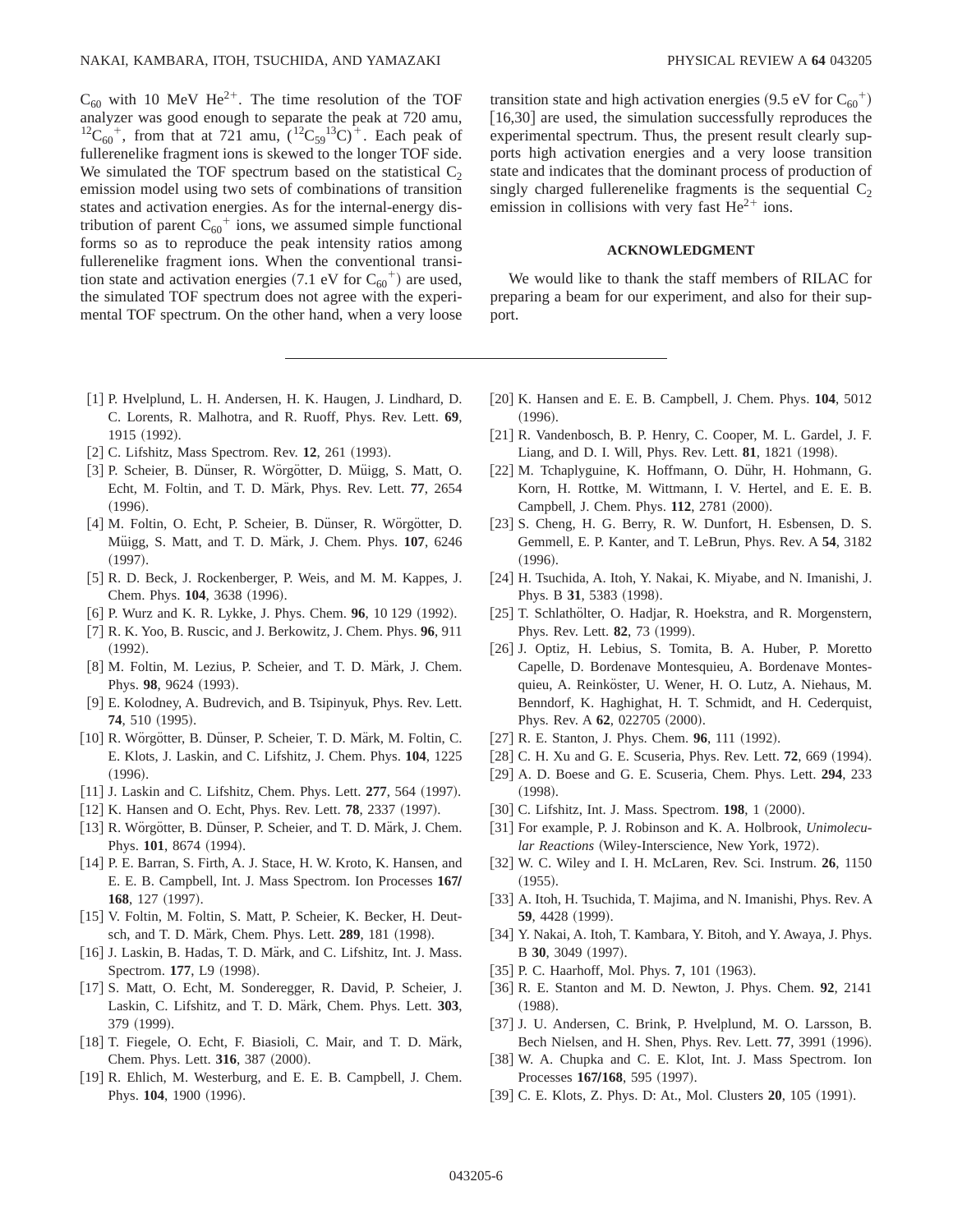$C_{60}$ with 10 MeV $He^{2+}$. The time resolution of the TOF analyzer was good enough to separate the peak at 720 amu, ${}^{12}C_{60}{}^{+}$, from that at 721 amu, $({}^{12}C_{59}{}^{13}C)^{+}$. Each peak of fullerenelike fragment ions is skewed to the longer TOF side. We simulated the TOF spectrum based on the statistical $C_2$ emission model using two sets of combinations of transition states and activation energies. As for the internal-energy distribution of parent $C_{60}{}^{+}$ ions, we assumed simple functional forms so as to reproduce the peak intensity ratios among fullerenelike fragment ions. When the conventional transition state and activation energies (7.1 eV for $C_{60}{}^{+}$) are used, the simulated TOF spectrum does not agree with the experimental TOF spectrum. On the other hand, when a very loose transition state and high activation energies (9.5 eV for $C_{60}{}^{+}$) [16,30] are used, the simulation successfully reproduces the experimental spectrum. Thus, the present result clearly supports high activation energies and a very loose transition state and indicates that the dominant process of production of singly charged fullerenelike fragments is the sequential $C_2$ emission in collisions with very fast $He^{2+}$ ions.

## ACKNOWLEDGMENT

We would like to thank the staff members of RILAC for preparing a beam for our experiment, and also for their support.

---

[1] P. Hvelplund, L. H. Andersen, H. K. Haugen, J. Lindhard, D. C. Lorents, R. Malhotra, and R. Ruoff, Phys. Rev. Lett. **69**, 1915 (1992).

[2] C. Lifshitz, Mass Spectrom. Rev. **12**, 261 (1993).

[3] P. Scheier, B. Dünser, R. Wörgötter, D. Müigg, S. Matt, O. Echt, M. Foltin, and T. D. Märk, Phys. Rev. Lett. **77**, 2654 (1996).

[4] M. Foltin, O. Echt, P. Scheier, B. Dünser, R. Wörgötter, D. Müigg, S. Matt, and T. D. Märk, J. Chem. Phys. **107**, 6246 (1997).

[5] R. D. Beck, J. Rockenberger, P. Weis, and M. M. Kappes, J. Chem. Phys. **104**, 3638 (1996).

[6] P. Wurz and K. R. Lykke, J. Phys. Chem. **96**, 10 129 (1992).

[7] R. K. Yoo, B. Ruscic, and J. Berkowitz, J. Chem. Phys. **96**, 911 (1992).

[8] M. Foltin, M. Lezius, P. Scheier, and T. D. Märk, J. Chem. Phys. **98**, 9624 (1993).

[9] E. Kolodney, A. Budrevich, and B. Tsipinyuk, Phys. Rev. Lett. **74**, 510 (1995).

[10] R. Wörgötter, B. Dünser, P. Scheier, T. D. Märk, M. Foltin, C. E. Klots, J. Laskin, and C. Lifshitz, J. Chem. Phys. **104**, 1225 (1996).

[11] J. Laskin and C. Lifshitz, Chem. Phys. Lett. **277**, 564 (1997).

[12] K. Hansen and O. Echt, Phys. Rev. Lett. **78**, 2337 (1997).

[13] R. Wörgötter, B. Dünser, P. Scheier, and T. D. Märk, J. Chem. Phys. **101**, 8674 (1994).

[14] P. E. Barran, S. Firth, A. J. Stace, H. W. Kroto, K. Hansen, and E. E. B. Campbell, Int. J. Mass Spectrom. Ion Processes **167/168**, 127 (1997).

[15] V. Foltin, M. Foltin, S. Matt, P. Scheier, K. Becker, H. Deutsch, and T. D. Märk, Chem. Phys. Lett. **289**, 181 (1998).

[16] J. Laskin, B. Hadas, T. D. Märk, and C. Lifshitz, Int. J. Mass. Spectrom. **177**, L9 (1998).

[17] S. Matt, O. Echt, M. Sonderegger, R. David, P. Scheier, J. Laskin, C. Lifshitz, and T. D. Märk, Chem. Phys. Lett. **303**, 379 (1999).

[18] T. Fiegele, O. Echt, F. Biasioli, C. Mair, and T. D. Märk, Chem. Phys. Lett. **316**, 387 (2000).

[19] R. Ehlich, M. Westerburg, and E. E. B. Campbell, J. Chem. Phys. **104**, 1900 (1996).

[20] K. Hansen and E. E. B. Campbell, J. Chem. Phys. **104**, 5012 (1996).

[21] R. Vandenbosch, B. P. Henry, C. Cooper, M. L. Gardel, J. F. Liang, and D. I. Will, Phys. Rev. Lett. **81**, 1821 (1998).

[22] M. Tchaplyguine, K. Hoffmann, O. Dühr, H. Hohmann, G. Korn, H. Rottke, M. Wittmann, I. V. Hertel, and E. E. B. Campbell, J. Chem. Phys. **112**, 2781 (2000).

[23] S. Cheng, H. G. Berry, R. W. Dunfort, H. Esbensen, D. S. Gemmell, E. P. Kanter, and T. LeBrun, Phys. Rev. A **54**, 3182 (1996).

[24] H. Tsuchida, A. Itoh, Y. Nakai, K. Miyabe, and N. Imanishi, J. Phys. B **31**, 5383 (1998).

[25] T. Schlathölter, O. Hadjar, R. Hoekstra, and R. Morgenstern, Phys. Rev. Lett. **82**, 73 (1999).

[26] J. Optiz, H. Lebius, S. Tomita, B. A. Huber, P. Moretto Capelle, D. Bordenave Montesquieu, A. Bordenave Montesquieu, A. Reinköster, U. Wener, H. O. Lutz, A. Niehaus, M. Benndorf, K. Haghighat, H. T. Schmidt, and H. Cederquist, Phys. Rev. A **62**, 022705 (2000).

[27] R. E. Stanton, J. Phys. Chem. **96**, 111 (1992).

[28] C. H. Xu and G. E. Scuseria, Phys. Rev. Lett. **72**, 669 (1994).

[29] A. D. Boese and G. E. Scuseria, Chem. Phys. Lett. **294**, 233 (1998).

[30] C. Lifshitz, Int. J. Mass. Spectrom. **198**, 1 (2000).

[31] For example, P. J. Robinson and K. A. Holbrook, *Unimolecular Reactions* (Wiley-Interscience, New York, 1972).

[32] W. C. Wiley and I. H. McLaren, Rev. Sci. Instrum. **26**, 1150 (1955).

[33] A. Itoh, H. Tsuchida, T. Majima, and N. Imanishi, Phys. Rev. A **59**, 4428 (1999).

[34] Y. Nakai, A. Itoh, T. Kambara, Y. Bitoh, and Y. Awaya, J. Phys. B **30**, 3049 (1997).

[35] P. C. Haarhoff, Mol. Phys. **7**, 101 (1963).

[36] R. E. Stanton and M. D. Newton, J. Phys. Chem. **92**, 2141 (1988).

[37] J. U. Andersen, C. Brink, P. Hvelplund, M. O. Larsson, B. Bech Nielsen, and H. Shen, Phys. Rev. Lett. **77**, 3991 (1996).

[38] W. A. Chupka and C. E. Klot, Int. J. Mass Spectrom. Ion Processes **167/168**, 595 (1997).

[39] C. E. Klots, Z. Phys. D: At., Mol. Clusters **20**, 105 (1991).